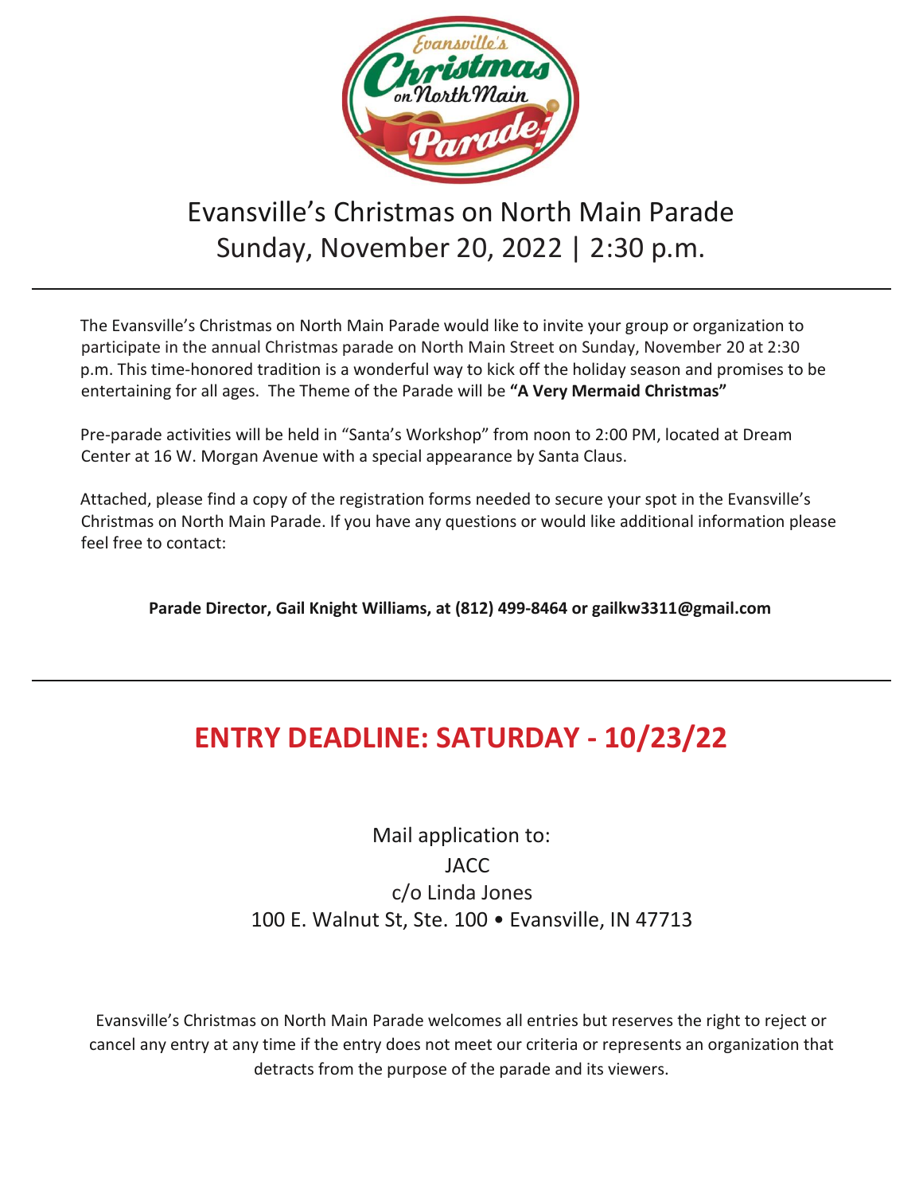# Evansville's Christmas on North Main Parade

## Sunday, November 20, 2022 | 2:30 p.m.

The Evansville's Christmas on North Main Parade would like to invite your group or organization to participate in the annual Christmas parade on North Main Street on Sunday, November 20 at 2:30 p.m. This time-honored tradition is a wonderful way to kick off the holiday season and promises to be entertaining for all ages. The Theme of the Parade will be **"A Very Mermaid Christmas"**

Pre-parade activities will be held in "Santa's Workshop" from noon to 2:00 PM, located at Dream Center at 16 W. Morgan Avenue with a special appearance by Santa Claus.

Attached, please find a copy of the registration forms needed to secure your spot in the Evansville's Christmas on North Main Parade. If you have any questions or would like additional information please feel free to contact:

**Parade Director, Gail Knight Williams, at (812) 499-8464 or gailkw3311@gmail.com**

## ENTRY DEADLINE: SATURDAY - 10/23/22

Mail application to:
JACC
c/o Linda Jones
100 E. Walnut St, Ste. 100 • Evansville, IN 47713

Evansville's Christmas on North Main Parade welcomes all entries but reserves the right to reject or cancel any entry at any time if the entry does not meet our criteria or represents an organization that detracts from the purpose of the parade and its viewers.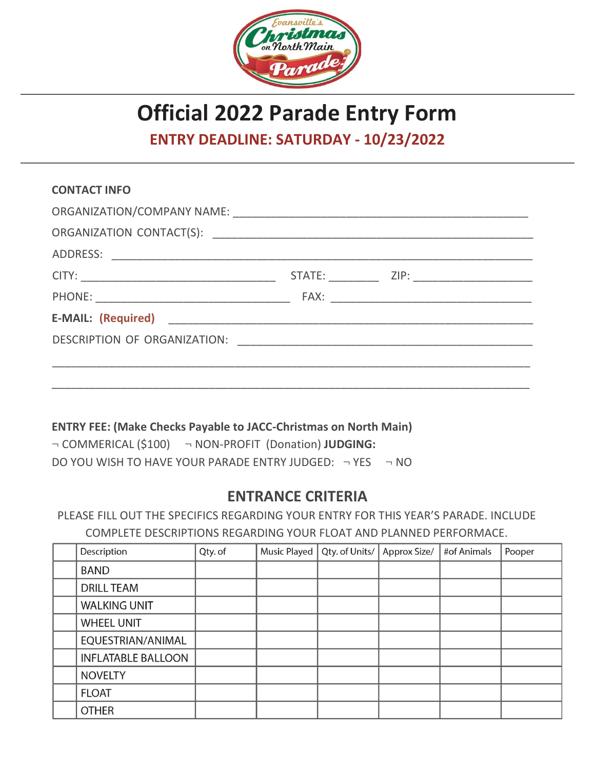# Official 2022 Parade Entry Form

**ENTRY DEADLINE: SATURDAY - 10/23/2022**

**CONTACT INFO**

ORGANIZATION/COMPANY NAME: ______________________________________________

ORGANIZATION CONTACT(S): ______________________________________________

ADDRESS: ______________________________________________________________

CITY: ______________________________ STATE: ________ ZIP: __________________

PHONE: ______________________________ FAX: ______________________________

**E-MAIL: (Required)** ____________________________________________________

DESCRIPTION OF ORGANIZATION: ____________________________________________

______________________________________________________________________

______________________________________________________________________

**ENTRY FEE: (Make Checks Payable to JACC-Christmas on North Main)**

¬ COMMERICAL ($100) ¬ NON-PROFIT (Donation) **JUDGING:**

DO YOU WISH TO HAVE YOUR PARADE ENTRY JUDGED: ¬ YES ¬ NO

## ENTRANCE CRITERIA

PLEASE FILL OUT THE SPECIFICS REGARDING YOUR ENTRY FOR THIS YEAR'S PARADE. INCLUDE COMPLETE DESCRIPTIONS REGARDING YOUR FLOAT AND PLANNED PERFORMACE.

| | Description | Qty. of | Music Played | Qty. of Units/ | Approx Size/ | #of Animals | Pooper |
|---|---|---|---|---|---|---|---|
| | BAND | | | | | | |
| | DRILL TEAM | | | | | | |
| | WALKING UNIT | | | | | | |
| | WHEEL UNIT | | | | | | |
| | EQUESTRIAN/ANIMAL | | | | | | |
| | INFLATABLE BALLOON | | | | | | |
| | NOVELTY | | | | | | |
| | FLOAT | | | | | | |
| | OTHER | | | | | | |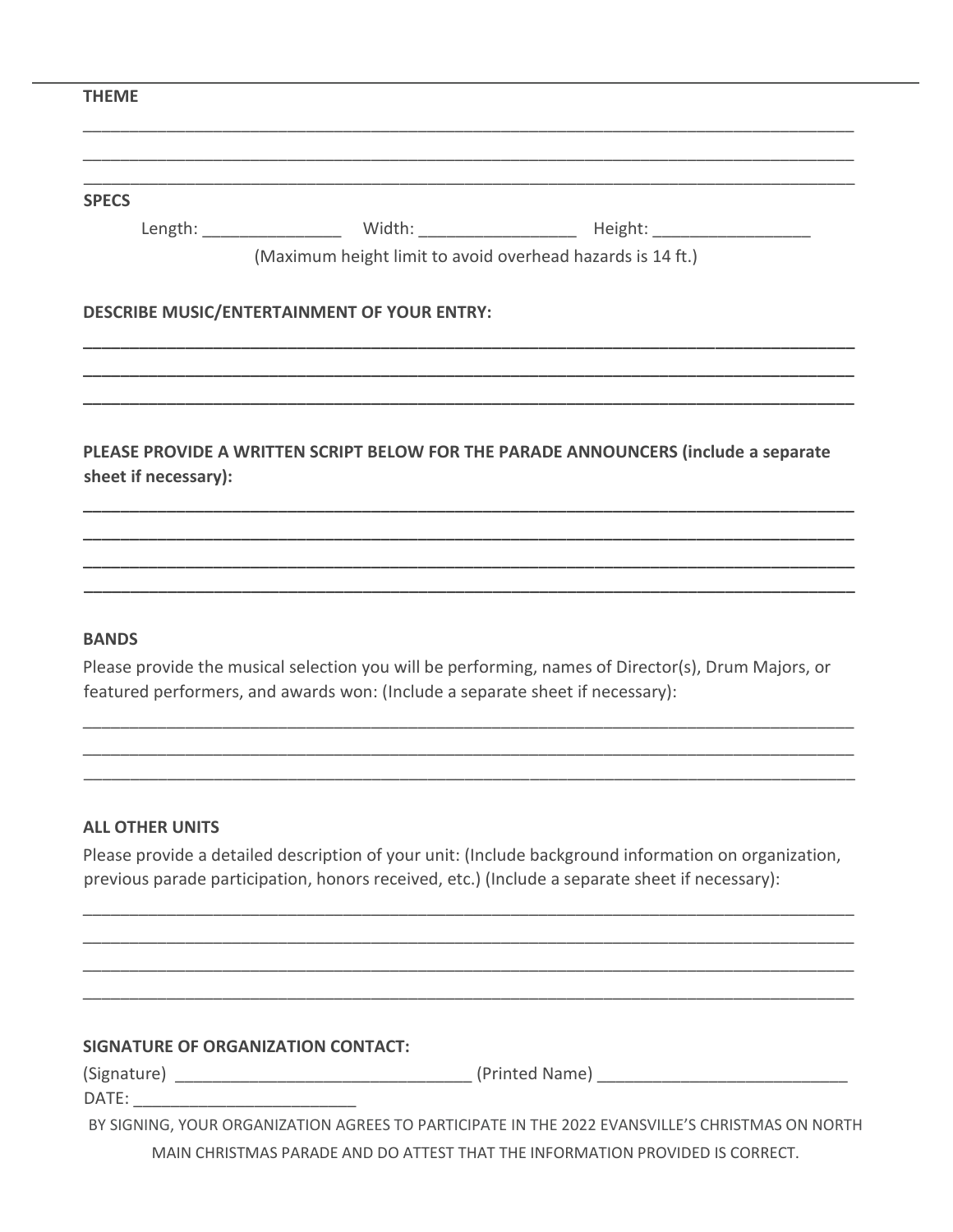**THEME**

________________________________________________________________________________

________________________________________________________________________________

________________________________________________________________________________

**SPECS**

Length: _______________ Width: _________________ Height: _________________

(Maximum height limit to avoid overhead hazards is 14 ft.)

**DESCRIBE MUSIC/ENTERTAINMENT OF YOUR ENTRY:**

________________________________________________________________________________

________________________________________________________________________________

________________________________________________________________________________

**PLEASE PROVIDE A WRITTEN SCRIPT BELOW FOR THE PARADE ANNOUNCERS (include a separate sheet if necessary):**

________________________________________________________________________________

________________________________________________________________________________

________________________________________________________________________________

________________________________________________________________________________

**BANDS**

Please provide the musical selection you will be performing, names of Director(s), Drum Majors, or featured performers, and awards won: (Include a separate sheet if necessary):

________________________________________________________________________________

________________________________________________________________________________

________________________________________________________________________________

**ALL OTHER UNITS**

Please provide a detailed description of your unit: (Include background information on organization, previous parade participation, honors received, etc.) (Include a separate sheet if necessary):

________________________________________________________________________________

________________________________________________________________________________

________________________________________________________________________________

________________________________________________________________________________

**SIGNATURE OF ORGANIZATION CONTACT:**

(Signature) ________________________________ (Printed Name) ___________________________

DATE: _________________________

BY SIGNING, YOUR ORGANIZATION AGREES TO PARTICIPATE IN THE 2022 EVANSVILLE'S CHRISTMAS ON NORTH MAIN CHRISTMAS PARADE AND DO ATTEST THAT THE INFORMATION PROVIDED IS CORRECT.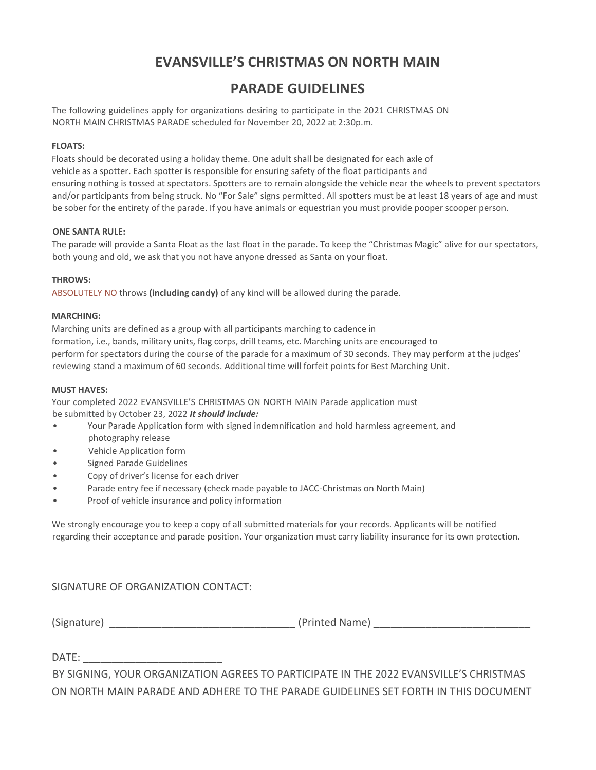# EVANSVILLE'S CHRISTMAS ON NORTH MAIN

## PARADE GUIDELINES

The following guidelines apply for organizations desiring to participate in the 2021 CHRISTMAS ON NORTH MAIN CHRISTMAS PARADE scheduled for November 20, 2022 at 2:30p.m.

**FLOATS:**

Floats should be decorated using a holiday theme. One adult shall be designated for each axle of vehicle as a spotter. Each spotter is responsible for ensuring safety of the float participants and ensuring nothing is tossed at spectators. Spotters are to remain alongside the vehicle near the wheels to prevent spectators and/or participants from being struck. No "For Sale" signs permitted. All spotters must be at least 18 years of age and must be sober for the entirety of the parade. If you have animals or equestrian you must provide pooper scooper person.

**ONE SANTA RULE:**

The parade will provide a Santa Float as the last float in the parade. To keep the "Christmas Magic" alive for our spectators, both young and old, we ask that you not have anyone dressed as Santa on your float.

**THROWS:**

ABSOLUTELY NO throws **(including candy)** of any kind will be allowed during the parade.

**MARCHING:**

Marching units are defined as a group with all participants marching to cadence in formation, i.e., bands, military units, flag corps, drill teams, etc. Marching units are encouraged to perform for spectators during the course of the parade for a maximum of 30 seconds. They may perform at the judges' reviewing stand a maximum of 60 seconds. Additional time will forfeit points for Best Marching Unit.

**MUST HAVES:**

Your completed 2022 EVANSVILLE'S CHRISTMAS ON NORTH MAIN Parade application must be submitted by October 23, 2022 ***It should include:***

- Your Parade Application form with signed indemnification and hold harmless agreement, and photography release
- Vehicle Application form
- Signed Parade Guidelines
- Copy of driver's license for each driver
- Parade entry fee if necessary (check made payable to JACC-Christmas on North Main)
- Proof of vehicle insurance and policy information

We strongly encourage you to keep a copy of all submitted materials for your records. Applicants will be notified regarding their acceptance and parade position. Your organization must carry liability insurance for its own protection.

---

SIGNATURE OF ORGANIZATION CONTACT:

(Signature) _______________________________ (Printed Name) ___________________________

DATE: ________________________

BY SIGNING, YOUR ORGANIZATION AGREES TO PARTICIPATE IN THE 2022 EVANSVILLE'S CHRISTMAS ON NORTH MAIN PARADE AND ADHERE TO THE PARADE GUIDELINES SET FORTH IN THIS DOCUMENT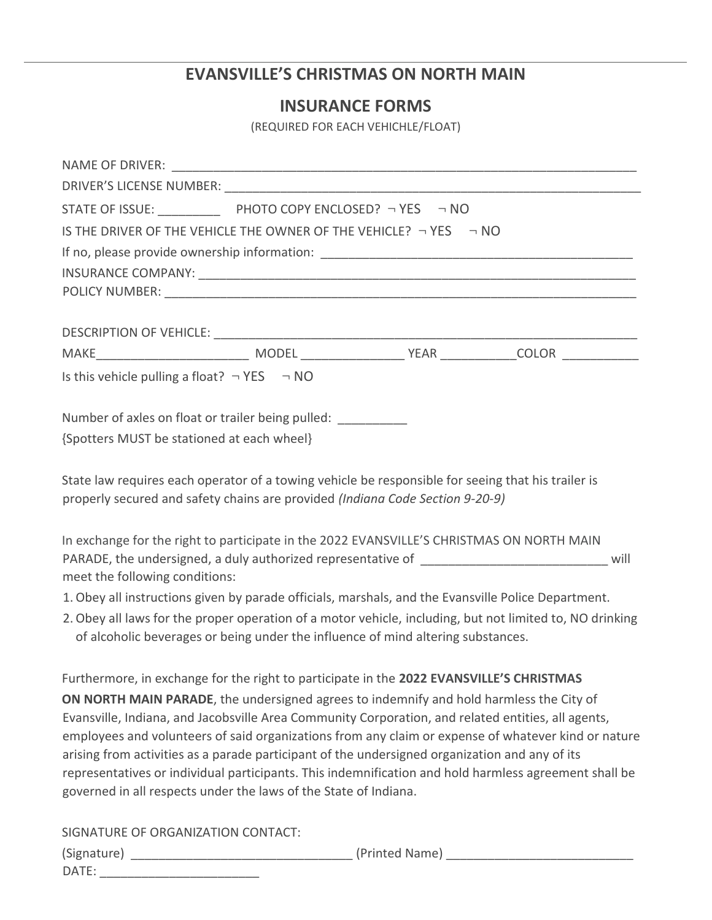# EVANSVILLE'S CHRISTMAS ON NORTH MAIN

## INSURANCE FORMS

(REQUIRED FOR EACH VEHICHLE/FLOAT)

NAME OF DRIVER: ____________________________________________________________________

DRIVER'S LICENSE NUMBER: ____________________________________________________________

STATE OF ISSUE: _________ PHOTO COPY ENCLOSED? ¬ YES ¬ NO

IS THE DRIVER OF THE VEHICLE THE OWNER OF THE VEHICLE? ¬ YES ¬ NO

If no, please provide ownership information: _____________________________________________

INSURANCE COMPANY: _______________________________________________________________

POLICY NUMBER: ___________________________________________________________________

DESCRIPTION OF VEHICLE: ____________________________________________________________

MAKE______________________ MODEL _______________ YEAR ___________COLOR ___________

Is this vehicle pulling a float? ¬ YES ¬ NO

Number of axles on float or trailer being pulled: __________

{Spotters MUST be stationed at each wheel}

State law requires each operator of a towing vehicle be responsible for seeing that his trailer is properly secured and safety chains are provided *(Indiana Code Section 9-20-9)*

In exchange for the right to participate in the 2022 EVANSVILLE'S CHRISTMAS ON NORTH MAIN PARADE, the undersigned, a duly authorized representative of ___________________________ will meet the following conditions:

1. Obey all instructions given by parade officials, marshals, and the Evansville Police Department.
2. Obey all laws for the proper operation of a motor vehicle, including, but not limited to, NO drinking of alcoholic beverages or being under the influence of mind altering substances.

Furthermore, in exchange for the right to participate in the **2022 EVANSVILLE'S CHRISTMAS ON NORTH MAIN PARADE**, the undersigned agrees to indemnify and hold harmless the City of Evansville, Indiana, and Jacobsville Area Community Corporation, and related entities, all agents, employees and volunteers of said organizations from any claim or expense of whatever kind or nature arising from activities as a parade participant of the undersigned organization and any of its representatives or individual participants. This indemnification and hold harmless agreement shall be governed in all respects under the laws of the State of Indiana.

SIGNATURE OF ORGANIZATION CONTACT:

(Signature) ________________________________ (Printed Name) ___________________________

DATE: _______________________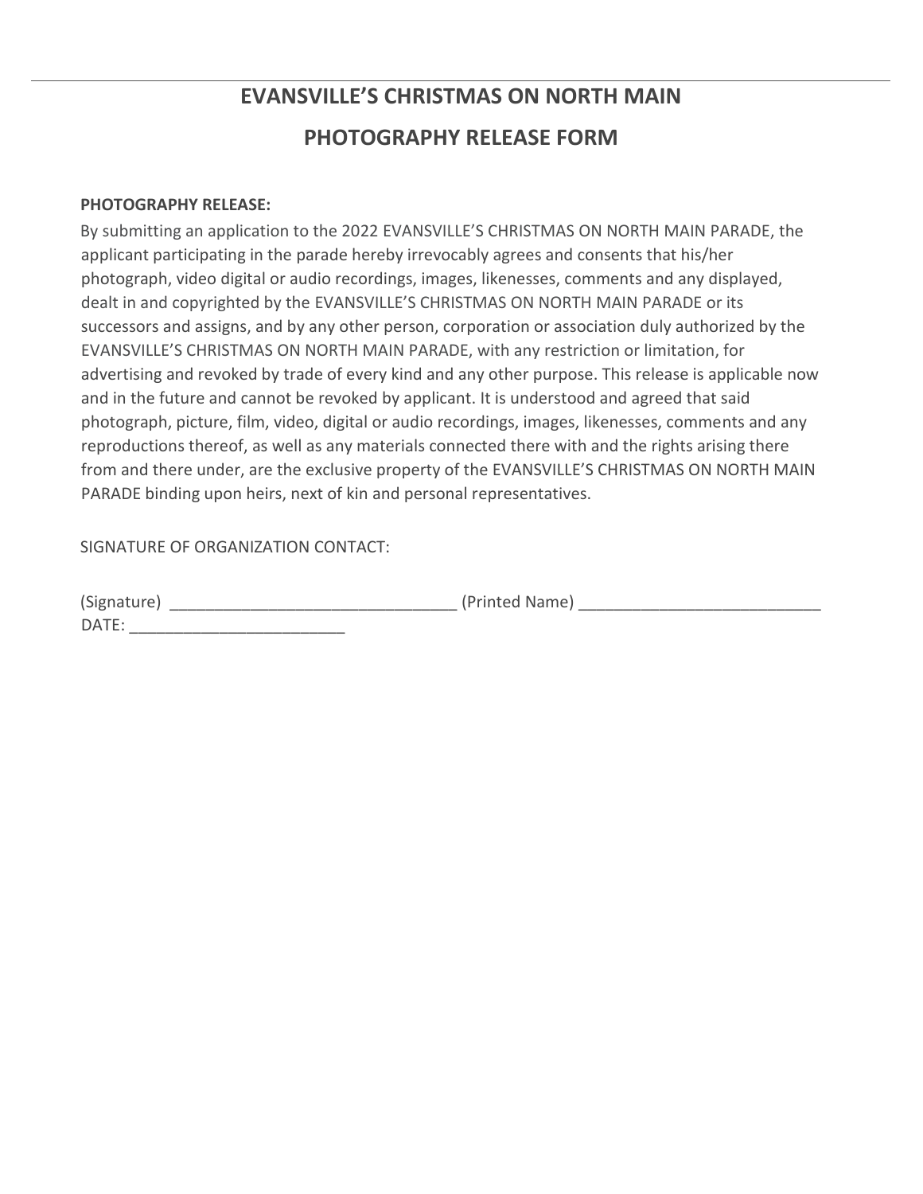# EVANSVILLE'S CHRISTMAS ON NORTH MAIN

## PHOTOGRAPHY RELEASE FORM

**PHOTOGRAPHY RELEASE:**

By submitting an application to the 2022 EVANSVILLE'S CHRISTMAS ON NORTH MAIN PARADE, the applicant participating in the parade hereby irrevocably agrees and consents that his/her photograph, video digital or audio recordings, images, likenesses, comments and any displayed, dealt in and copyrighted by the EVANSVILLE'S CHRISTMAS ON NORTH MAIN PARADE or its successors and assigns, and by any other person, corporation or association duly authorized by the EVANSVILLE'S CHRISTMAS ON NORTH MAIN PARADE, with any restriction or limitation, for advertising and revoked by trade of every kind and any other purpose. This release is applicable now and in the future and cannot be revoked by applicant. It is understood and agreed that said photograph, picture, film, video, digital or audio recordings, images, likenesses, comments and any reproductions thereof, as well as any materials connected there with and the rights arising there from and there under, are the exclusive property of the EVANSVILLE'S CHRISTMAS ON NORTH MAIN PARADE binding upon heirs, next of kin and personal representatives.

SIGNATURE OF ORGANIZATION CONTACT:

(Signature) _______________________________ (Printed Name) __________________________
DATE: _______________________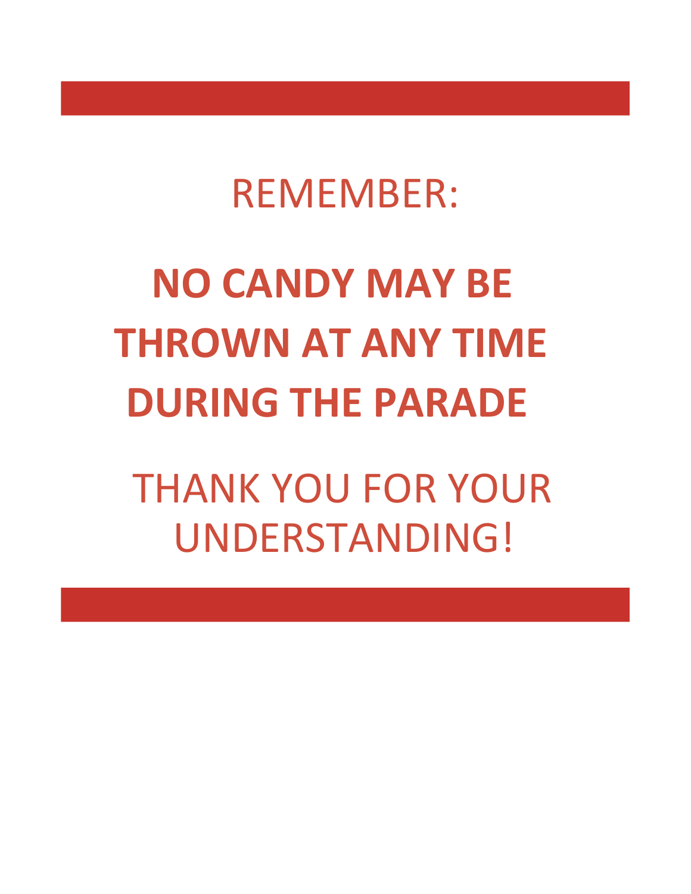REMEMBER:

**NO CANDY MAY BE THROWN AT ANY TIME DURING THE PARADE**

THANK YOU FOR YOUR UNDERSTANDING!